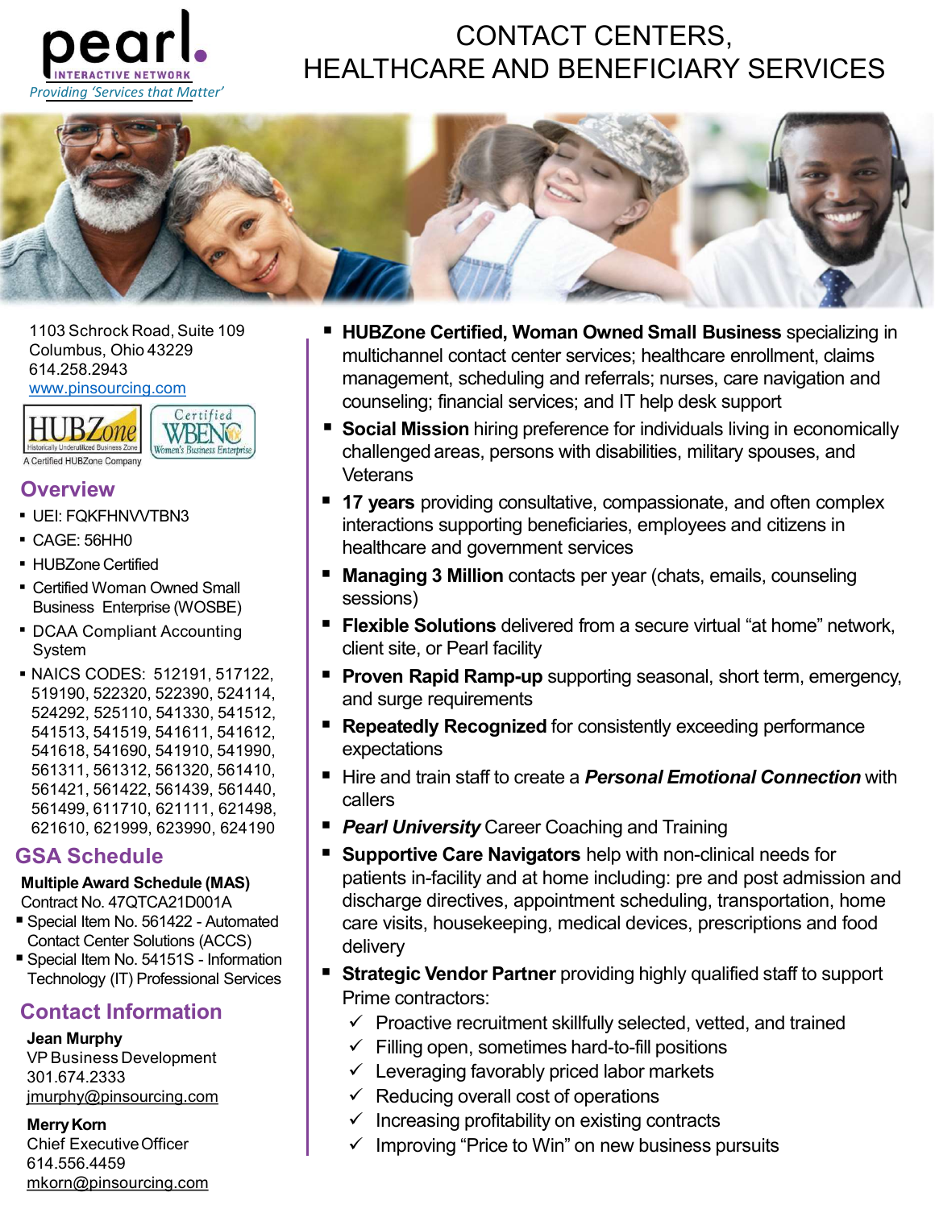pearl. INTERACTIVE NETWORK

*Providing 'Services that Matter'*

# CONTACT CENTERS, HEALTHCARE AND BENEFICIARY SERVICES

1103 Schrock Road, Suite 109
Columbus, Ohio 43229
614.258.2943
www.pinsourcing.com

HUBZone – Historically Underutilized Business Zone – A Certified HUBZone Company

Certified WBENC – Women's Business Enterprise

## Overview

- UEI: FQKFHNVVTBN3
- CAGE: 56HH0
- HUBZone Certified
- Certified Woman Owned Small Business Enterprise (WOSBE)
- DCAA Compliant Accounting System
- NAICS CODES: 512191, 517122, 519190, 522320, 522390, 524114, 524292, 525110, 541330, 541512, 541513, 541519, 541611, 541612, 541618, 541690, 541910, 541990, 561311, 561312, 561320, 561410, 561421, 561422, 561439, 561440, 561499, 611710, 621111, 621498, 621610, 621999, 623990, 624190

## GSA Schedule

**Multiple Award Schedule (MAS)**
Contract No. 47QTCA21D001A

- Special Item No. 561422 - Automated Contact Center Solutions (ACCS)
- Special Item No. 54151S - Information Technology (IT) Professional Services

## Contact Information

**Jean Murphy**
VP Business Development
301.674.2333
jmurphy@pinsourcing.com

**Merry Korn**
Chief Executive Officer
614.556.4459
mkorn@pinsourcing.com

- **HUBZone Certified, Woman Owned Small Business** specializing in multichannel contact center services; healthcare enrollment, claims management, scheduling and referrals; nurses, care navigation and counseling; financial services; and IT help desk support
- **Social Mission** hiring preference for individuals living in economically challenged areas, persons with disabilities, military spouses, and Veterans
- **17 years** providing consultative, compassionate, and often complex interactions supporting beneficiaries, employees and citizens in healthcare and government services
- **Managing 3 Million** contacts per year (chats, emails, counseling sessions)
- **Flexible Solutions** delivered from a secure virtual "at home" network, client site, or Pearl facility
- **Proven Rapid Ramp-up** supporting seasonal, short term, emergency, and surge requirements
- **Repeatedly Recognized** for consistently exceeding performance expectations
- Hire and train staff to create a ***Personal Emotional Connection*** with callers
- ***Pearl University*** Career Coaching and Training
- **Supportive Care Navigators** help with non-clinical needs for patients in-facility and at home including: pre and post admission and discharge directives, appointment scheduling, transportation, home care visits, housekeeping, medical devices, prescriptions and food delivery
- **Strategic Vendor Partner** providing highly qualified staff to support Prime contractors:
  - ✓ Proactive recruitment skillfully selected, vetted, and trained
  - ✓ Filling open, sometimes hard-to-fill positions
  - ✓ Leveraging favorably priced labor markets
  - ✓ Reducing overall cost of operations
  - ✓ Increasing profitability on existing contracts
  - ✓ Improving "Price to Win" on new business pursuits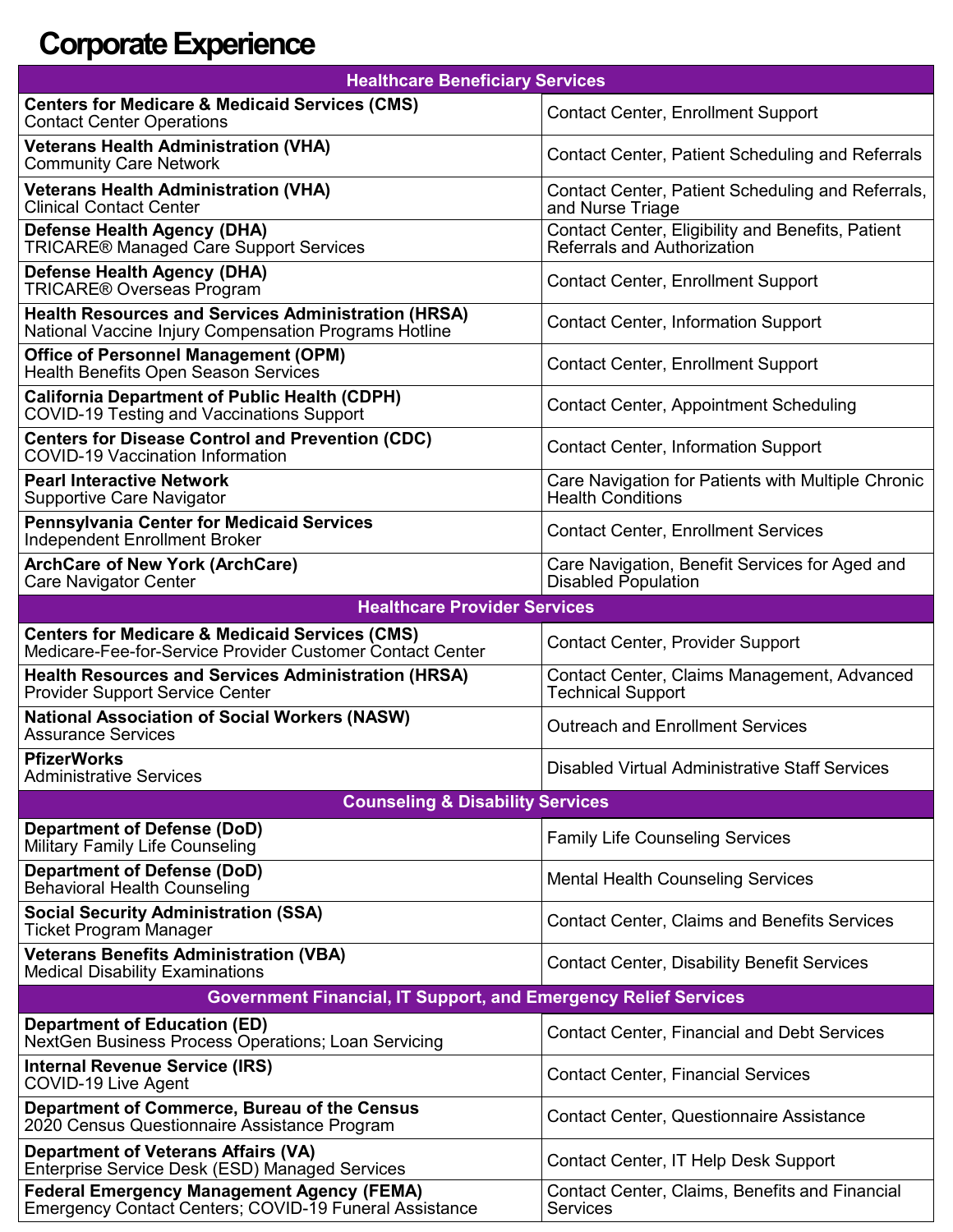# Corporate Experience

| | |
|---|---|
| **Healthcare Beneficiary Services** | |
| **Centers for Medicare & Medicaid Services (CMS)** Contact Center Operations | Contact Center, Enrollment Support |
| **Veterans Health Administration (VHA)** Community Care Network | Contact Center, Patient Scheduling and Referrals |
| **Veterans Health Administration (VHA)** Clinical Contact Center | Contact Center, Patient Scheduling and Referrals, and Nurse Triage |
| **Defense Health Agency (DHA)** TRICARE® Managed Care Support Services | Contact Center, Eligibility and Benefits, Patient Referrals and Authorization |
| **Defense Health Agency (DHA)** TRICARE® Overseas Program | Contact Center, Enrollment Support |
| **Health Resources and Services Administration (HRSA)** National Vaccine Injury Compensation Programs Hotline | Contact Center, Information Support |
| **Office of Personnel Management (OPM)** Health Benefits Open Season Services | Contact Center, Enrollment Support |
| **California Department of Public Health (CDPH)** COVID-19 Testing and Vaccinations Support | Contact Center, Appointment Scheduling |
| **Centers for Disease Control and Prevention (CDC)** COVID-19 Vaccination Information | Contact Center, Information Support |
| **Pearl Interactive Network** Supportive Care Navigator | Care Navigation for Patients with Multiple Chronic Health Conditions |
| **Pennsylvania Center for Medicaid Services** Independent Enrollment Broker | Contact Center, Enrollment Services |
| **ArchCare of New York (ArchCare)** Care Navigator Center | Care Navigation, Benefit Services for Aged and Disabled Population |
| **Healthcare Provider Services** | |
| **Centers for Medicare & Medicaid Services (CMS)** Medicare-Fee-for-Service Provider Customer Contact Center | Contact Center, Provider Support |
| **Health Resources and Services Administration (HRSA)** Provider Support Service Center | Contact Center, Claims Management, Advanced Technical Support |
| **National Association of Social Workers (NASW)** Assurance Services | Outreach and Enrollment Services |
| **PfizerWorks** Administrative Services | Disabled Virtual Administrative Staff Services |
| **Counseling & Disability Services** | |
| **Department of Defense (DoD)** Military Family Life Counseling | Family Life Counseling Services |
| **Department of Defense (DoD)** Behavioral Health Counseling | Mental Health Counseling Services |
| **Social Security Administration (SSA)** Ticket Program Manager | Contact Center, Claims and Benefits Services |
| **Veterans Benefits Administration (VBA)** Medical Disability Examinations | Contact Center, Disability Benefit Services |
| **Government Financial, IT Support, and Emergency Relief Services** | |
| **Department of Education (ED)** NextGen Business Process Operations; Loan Servicing | Contact Center, Financial and Debt Services |
| **Internal Revenue Service (IRS)** COVID-19 Live Agent | Contact Center, Financial Services |
| **Department of Commerce, Bureau of the Census** 2020 Census Questionnaire Assistance Program | Contact Center, Questionnaire Assistance |
| **Department of Veterans Affairs (VA)** Enterprise Service Desk (ESD) Managed Services | Contact Center, IT Help Desk Support |
| **Federal Emergency Management Agency (FEMA)** Emergency Contact Centers; COVID-19 Funeral Assistance | Contact Center, Claims, Benefits and Financial Services |